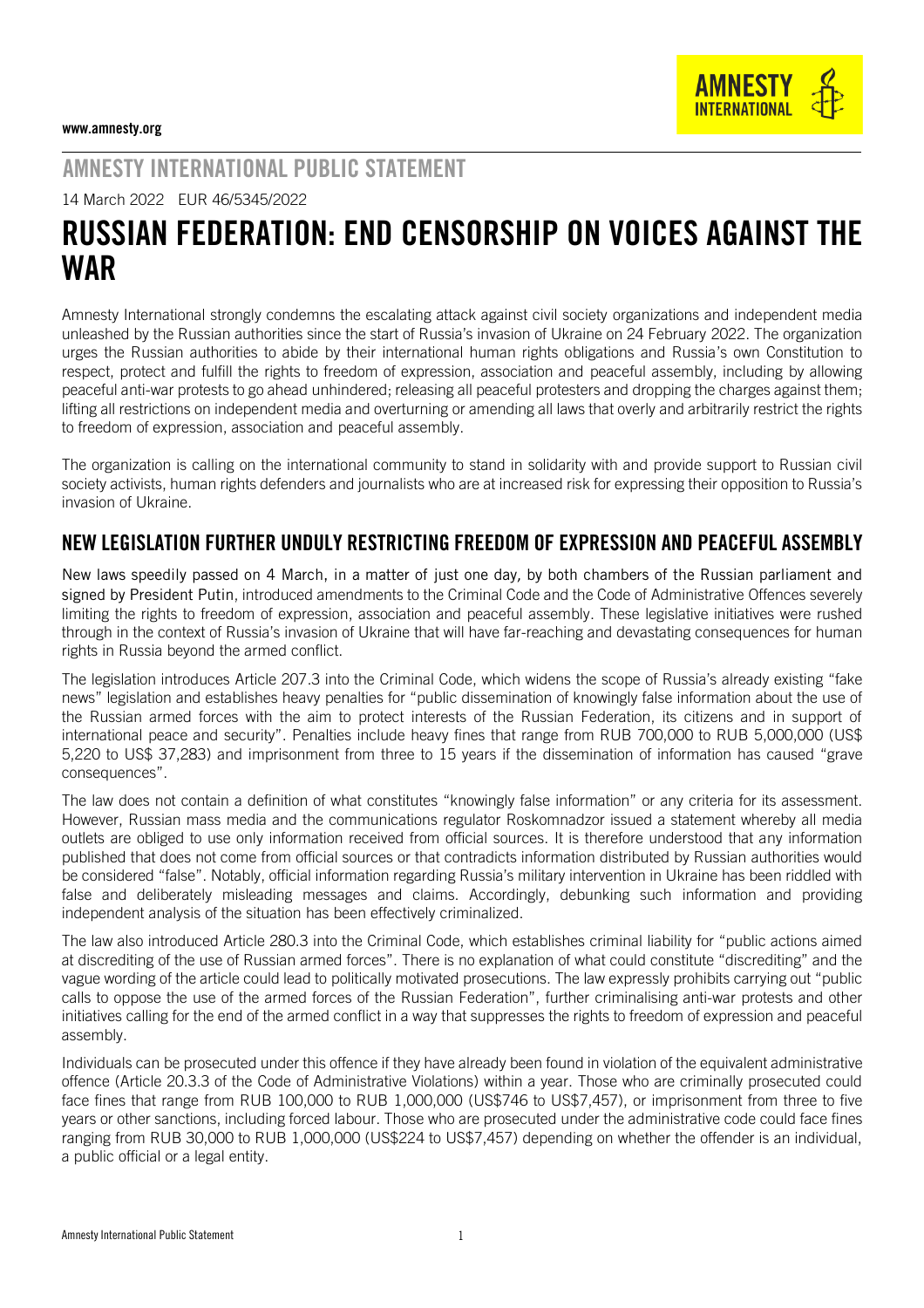www.amnesty.org

## AMNESTY INTERNATIONAL PUBLIC STATEMENT

14 March 2022 EUR 46/5345/2022

# RUSSIAN FEDERATION: END CENSORSHIP ON VOICES AGAINST THE WAR

Amnesty International strongly condemns the escalating attack against civil society organizations and independent media unleashed by the Russian authorities since the start of Russia's invasion of Ukraine on 24 February 2022. The organization urges the Russian authorities to abide by their international human rights obligations and Russia's own Constitution to respect, protect and fulfill the rights to freedom of expression, association and peaceful assembly, including by allowing peaceful anti-war protests to go ahead unhindered; releasing all peaceful protesters and dropping the charges against them; lifting all restrictions on independent media and overturning or amending all laws that overly and arbitrarily restrict the rights to freedom of expression, association and peaceful assembly.

The organization is calling on the international community to stand in solidarity with and provide support to Russian civil society activists, human rights defenders and journalists who are at increased risk for expressing their opposition to Russia's invasion of Ukraine.

## NEW LEGISLATION FURTHER UNDULY RESTRICTING FREEDOM OF EXPRESSION AND PEACEFUL ASSEMBLY

New laws speedily passed on 4 March, in a matter of just one day, by both chambers of the Russian parliament and signed by President Putin, introduced amendments to the Criminal Code and the Code of Administrative Offences severely limiting the rights to freedom of expression, association and peaceful assembly. These legislative initiatives were rushed through in the context of Russia's invasion of Ukraine that will have far-reaching and devastating consequences for human rights in Russia beyond the armed conflict.

The legislation introduces Article 207.3 into the Criminal Code, which widens the scope of Russia's already existing "fake news" legislation and establishes heavy penalties for "public dissemination of knowingly false information about the use of the Russian armed forces with the aim to protect interests of the Russian Federation, its citizens and in support of international peace and security". Penalties include heavy fines that range from RUB 700,000 to RUB 5,000,000 (US$ 5,220 to US$ 37,283) and imprisonment from three to 15 years if the dissemination of information has caused "grave consequences".

The law does not contain a definition of what constitutes "knowingly false information" or any criteria for its assessment. However, Russian mass media and the communications regulator Roskomnadzor issued a statement whereby all media outlets are obliged to use only information received from official sources. It is therefore understood that any information published that does not come from official sources or that contradicts information distributed by Russian authorities would be considered "false". Notably, official information regarding Russia's military intervention in Ukraine has been riddled with false and deliberately misleading messages and claims. Accordingly, debunking such information and providing independent analysis of the situation has been effectively criminalized.

The law also introduced Article 280.3 into the Criminal Code, which establishes criminal liability for "public actions aimed at discrediting of the use of Russian armed forces". There is no explanation of what could constitute "discrediting" and the vague wording of the article could lead to politically motivated prosecutions. The law expressly prohibits carrying out "public calls to oppose the use of the armed forces of the Russian Federation", further criminalising anti-war protests and other initiatives calling for the end of the armed conflict in a way that suppresses the rights to freedom of expression and peaceful assembly.

Individuals can be prosecuted under this offence if they have already been found in violation of the equivalent administrative offence (Article 20.3.3 of the Code of Administrative Violations) within a year. Those who are criminally prosecuted could face fines that range from RUB 100,000 to RUB 1,000,000 (US$746 to US$7,457), or imprisonment from three to five years or other sanctions, including forced labour. Those who are prosecuted under the administrative code could face fines ranging from RUB 30,000 to RUB 1,000,000 (US$224 to US$7,457) depending on whether the offender is an individual, a public official or a legal entity.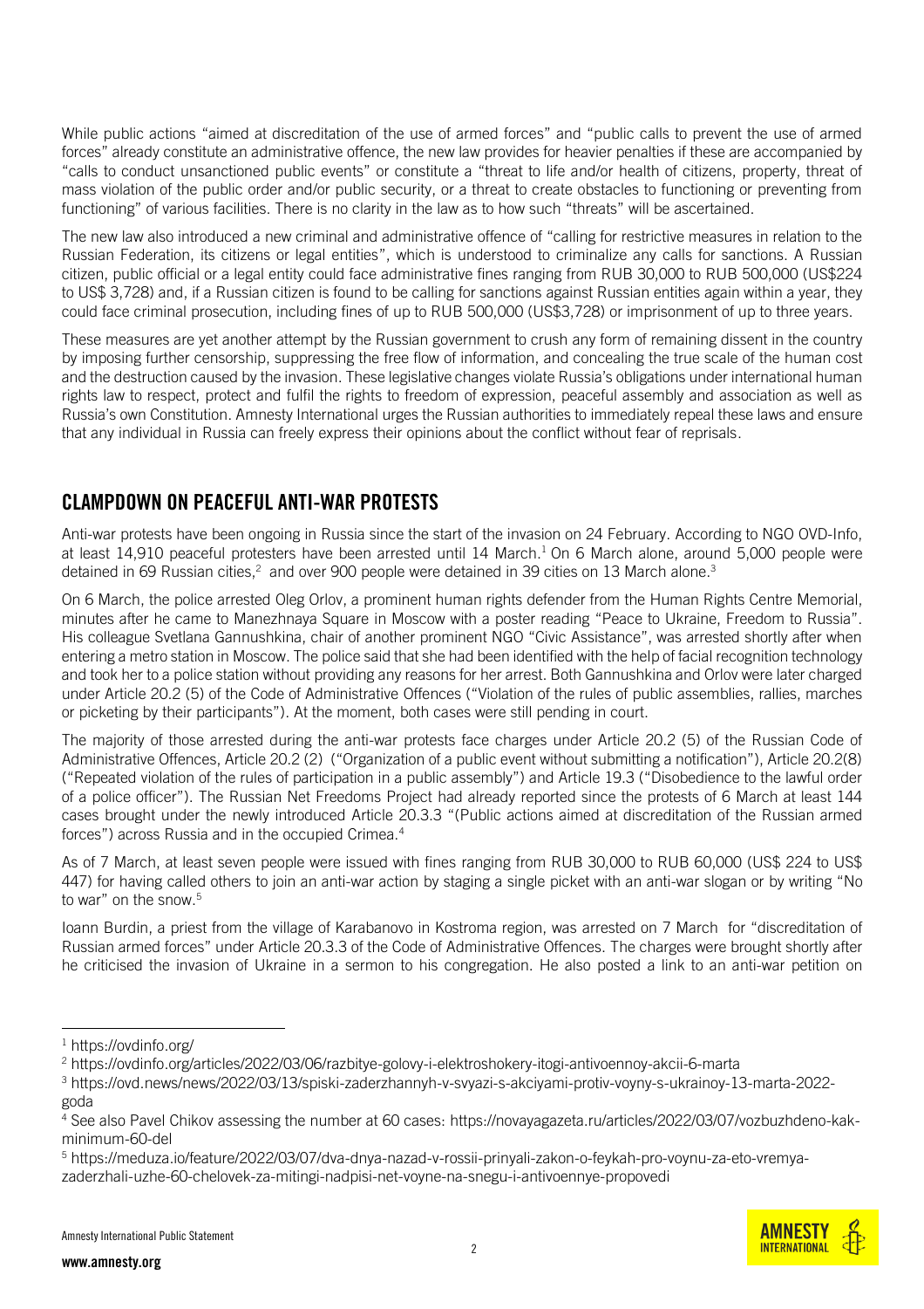While public actions "aimed at discreditation of the use of armed forces" and "public calls to prevent the use of armed forces" already constitute an administrative offence, the new law provides for heavier penalties if these are accompanied by "calls to conduct unsanctioned public events" or constitute a "threat to life and/or health of citizens, property, threat of mass violation of the public order and/or public security, or a threat to create obstacles to functioning or preventing from functioning" of various facilities. There is no clarity in the law as to how such "threats" will be ascertained.

The new law also introduced a new criminal and administrative offence of "calling for restrictive measures in relation to the Russian Federation, its citizens or legal entities", which is understood to criminalize any calls for sanctions. A Russian citizen, public official or a legal entity could face administrative fines ranging from RUB 30,000 to RUB 500,000 (US$224 to US$ 3,728) and, if a Russian citizen is found to be calling for sanctions against Russian entities again within a year, they could face criminal prosecution, including fines of up to RUB 500,000 (US$3,728) or imprisonment of up to three years.

These measures are yet another attempt by the Russian government to crush any form of remaining dissent in the country by imposing further censorship, suppressing the free flow of information, and concealing the true scale of the human cost and the destruction caused by the invasion. These legislative changes violate Russia's obligations under international human rights law to respect, protect and fulfil the rights to freedom of expression, peaceful assembly and association as well as Russia's own Constitution. Amnesty International urges the Russian authorities to immediately repeal these laws and ensure that any individual in Russia can freely express their opinions about the conflict without fear of reprisals.

## CLAMPDOWN ON PEACEFUL ANTI-WAR PROTESTS

Anti-war protests have been ongoing in Russia since the start of the invasion on 24 February. According to NGO OVD-Info, at least 14,910 peaceful protesters have been arrested until 14 March.[1] On 6 March alone, around 5,000 people were detained in 69 Russian cities,[2] and over 900 people were detained in 39 cities on 13 March alone.[3]

On 6 March, the police arrested Oleg Orlov, a prominent human rights defender from the Human Rights Centre Memorial, minutes after he came to Manezhnaya Square in Moscow with a poster reading "Peace to Ukraine, Freedom to Russia". His colleague Svetlana Gannushkina, chair of another prominent NGO "Civic Assistance", was arrested shortly after when entering a metro station in Moscow. The police said that she had been identified with the help of facial recognition technology and took her to a police station without providing any reasons for her arrest. Both Gannushkina and Orlov were later charged under Article 20.2 (5) of the Code of Administrative Offences ("Violation of the rules of public assemblies, rallies, marches or picketing by their participants"). At the moment, both cases were still pending in court.

The majority of those arrested during the anti-war protests face charges under Article 20.2 (5) of the Russian Code of Administrative Offences, Article 20.2 (2) ("Organization of a public event without submitting a notification"), Article 20.2(8) ("Repeated violation of the rules of participation in a public assembly") and Article 19.3 ("Disobedience to the lawful order of a police officer"). The Russian Net Freedoms Project had already reported since the protests of 6 March at least 144 cases brought under the newly introduced Article 20.3.3 "(Public actions aimed at discreditation of the Russian armed forces") across Russia and in the occupied Crimea.[4]

As of 7 March, at least seven people were issued with fines ranging from RUB 30,000 to RUB 60,000 (US$ 224 to US$ 447) for having called others to join an anti-war action by staging a single picket with an anti-war slogan or by writing "No to war" on the snow.[5]

Ioann Burdin, a priest from the village of Karabanovo in Kostroma region, was arrested on 7 March for "discreditation of Russian armed forces" under Article 20.3.3 of the Code of Administrative Offences. The charges were brought shortly after he criticised the invasion of Ukraine in a sermon to his congregation. He also posted a link to an anti-war petition on

---

[1] https://ovdinfo.org/

[2] https://ovdinfo.org/articles/2022/03/06/razbitye-golovy-i-elektroshokery-itogi-antivoennoy-akcii-6-marta

[3] https://ovd.news/news/2022/03/13/spiski-zaderzhannyh-v-svyazi-s-akciyami-protiv-voyny-s-ukrainoy-13-marta-2022-goda

[4] See also Pavel Chikov assessing the number at 60 cases: https://novayagazeta.ru/articles/2022/03/07/vozbuzhdeno-kak-minimum-60-del

[5] https://meduza.io/feature/2022/03/07/dva-dnya-nazad-v-rossii-prinyali-zakon-o-feykah-pro-voynu-za-eto-vremya-zaderzhali-uzhe-60-chelovek-za-mitingi-nadpisi-net-voyne-na-snegu-i-antivoennye-propovedi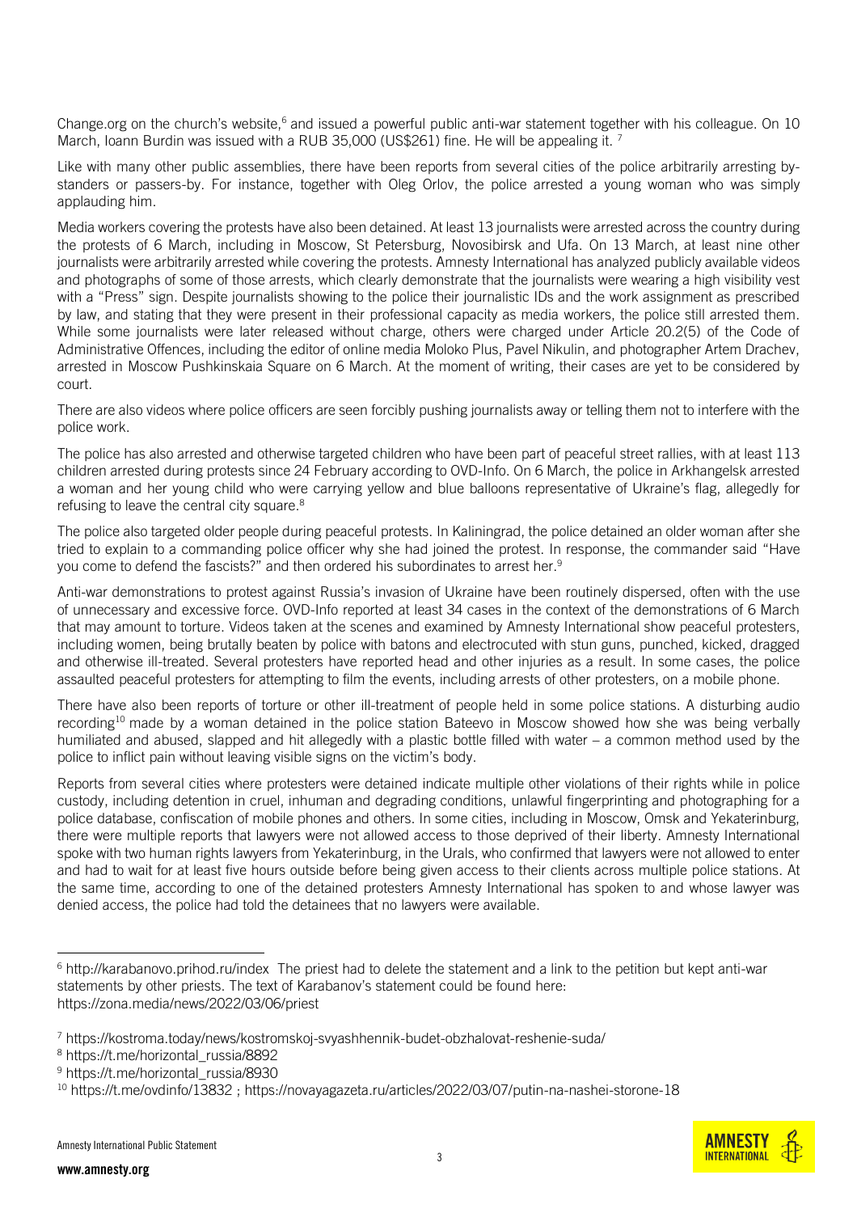Change.org on the church's website,[6] and issued a powerful public anti-war statement together with his colleague. On 10 March, Ioann Burdin was issued with a RUB 35,000 (US$261) fine. He will be appealing it. [7]

Like with many other public assemblies, there have been reports from several cities of the police arbitrarily arresting by-standers or passers-by. For instance, together with Oleg Orlov, the police arrested a young woman who was simply applauding him.

Media workers covering the protests have also been detained. At least 13 journalists were arrested across the country during the protests of 6 March, including in Moscow, St Petersburg, Novosibirsk and Ufa. On 13 March, at least nine other journalists were arbitrarily arrested while covering the protests. Amnesty International has analyzed publicly available videos and photographs of some of those arrests, which clearly demonstrate that the journalists were wearing a high visibility vest with a "Press" sign. Despite journalists showing to the police their journalistic IDs and the work assignment as prescribed by law, and stating that they were present in their professional capacity as media workers, the police still arrested them. While some journalists were later released without charge, others were charged under Article 20.2(5) of the Code of Administrative Offences, including the editor of online media Moloko Plus, Pavel Nikulin, and photographer Artem Drachev, arrested in Moscow Pushkinskaia Square on 6 March. At the moment of writing, their cases are yet to be considered by court.

There are also videos where police officers are seen forcibly pushing journalists away or telling them not to interfere with the police work.

The police has also arrested and otherwise targeted children who have been part of peaceful street rallies, with at least 113 children arrested during protests since 24 February according to OVD-Info. On 6 March, the police in Arkhangelsk arrested a woman and her young child who were carrying yellow and blue balloons representative of Ukraine's flag, allegedly for refusing to leave the central city square.[8]

The police also targeted older people during peaceful protests. In Kaliningrad, the police detained an older woman after she tried to explain to a commanding police officer why she had joined the protest. In response, the commander said "Have you come to defend the fascists?" and then ordered his subordinates to arrest her.[9]

Anti-war demonstrations to protest against Russia's invasion of Ukraine have been routinely dispersed, often with the use of unnecessary and excessive force. OVD-Info reported at least 34 cases in the context of the demonstrations of 6 March that may amount to torture. Videos taken at the scenes and examined by Amnesty International show peaceful protesters, including women, being brutally beaten by police with batons and electrocuted with stun guns, punched, kicked, dragged and otherwise ill-treated. Several protesters have reported head and other injuries as a result. In some cases, the police assaulted peaceful protesters for attempting to film the events, including arrests of other protesters, on a mobile phone.

There have also been reports of torture or other ill-treatment of people held in some police stations. A disturbing audio recording[10] made by a woman detained in the police station Bateevo in Moscow showed how she was being verbally humiliated and abused, slapped and hit allegedly with a plastic bottle filled with water – a common method used by the police to inflict pain without leaving visible signs on the victim's body.

Reports from several cities where protesters were detained indicate multiple other violations of their rights while in police custody, including detention in cruel, inhuman and degrading conditions, unlawful fingerprinting and photographing for a police database, confiscation of mobile phones and others. In some cities, including in Moscow, Omsk and Yekaterinburg, there were multiple reports that lawyers were not allowed access to those deprived of their liberty. Amnesty International spoke with two human rights lawyers from Yekaterinburg, in the Urals, who confirmed that lawyers were not allowed to enter and had to wait for at least five hours outside before being given access to their clients across multiple police stations. At the same time, according to one of the detained protesters Amnesty International has spoken to and whose lawyer was denied access, the police had told the detainees that no lawyers were available.

---

[6] http://karabanovo.prihod.ru/index The priest had to delete the statement and a link to the petition but kept anti-war statements by other priests. The text of Karabanov's statement could be found here: https://zona.media/news/2022/03/06/priest

[7] https://kostroma.today/news/kostromskoj-svyashhennik-budet-obzhalovat-reshenie-suda/

[8] https://t.me/horizontal_russia/8892

[9] https://t.me/horizontal_russia/8930

[10] https://t.me/ovdinfo/13832 ; https://novayagazeta.ru/articles/2022/03/07/putin-na-nashei-storone-18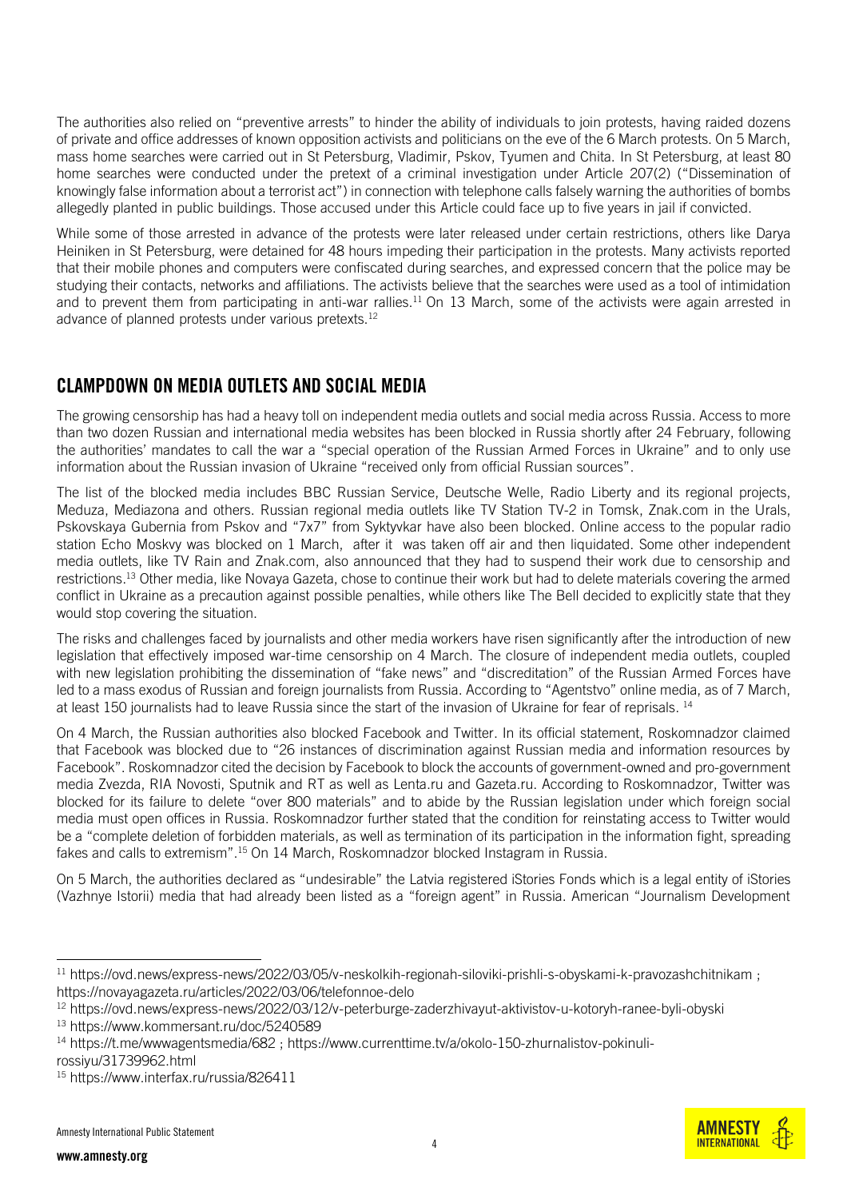The authorities also relied on "preventive arrests" to hinder the ability of individuals to join protests, having raided dozens of private and office addresses of known opposition activists and politicians on the eve of the 6 March protests. On 5 March, mass home searches were carried out in St Petersburg, Vladimir, Pskov, Tyumen and Chita. In St Petersburg, at least 80 home searches were conducted under the pretext of a criminal investigation under Article 207(2) ("Dissemination of knowingly false information about a terrorist act") in connection with telephone calls falsely warning the authorities of bombs allegedly planted in public buildings. Those accused under this Article could face up to five years in jail if convicted.

While some of those arrested in advance of the protests were later released under certain restrictions, others like Darya Heiniken in St Petersburg, were detained for 48 hours impeding their participation in the protests. Many activists reported that their mobile phones and computers were confiscated during searches, and expressed concern that the police may be studying their contacts, networks and affiliations. The activists believe that the searches were used as a tool of intimidation and to prevent them from participating in anti-war rallies.[11] On 13 March, some of the activists were again arrested in advance of planned protests under various pretexts.[12]

## CLAMPDOWN ON MEDIA OUTLETS AND SOCIAL MEDIA

The growing censorship has had a heavy toll on independent media outlets and social media across Russia. Access to more than two dozen Russian and international media websites has been blocked in Russia shortly after 24 February, following the authorities' mandates to call the war a "special operation of the Russian Armed Forces in Ukraine" and to only use information about the Russian invasion of Ukraine "received only from official Russian sources".

The list of the blocked media includes BBC Russian Service, Deutsche Welle, Radio Liberty and its regional projects, Meduza, Mediazona and others. Russian regional media outlets like TV Station TV-2 in Tomsk, Znak.com in the Urals, Pskovskaya Gubernia from Pskov and "7x7" from Syktyvkar have also been blocked. Online access to the popular radio station Echo Moskvy was blocked on 1 March, after it was taken off air and then liquidated. Some other independent media outlets, like TV Rain and Znak.com, also announced that they had to suspend their work due to censorship and restrictions.[13] Other media, like Novaya Gazeta, chose to continue their work but had to delete materials covering the armed conflict in Ukraine as a precaution against possible penalties, while others like The Bell decided to explicitly state that they would stop covering the situation.

The risks and challenges faced by journalists and other media workers have risen significantly after the introduction of new legislation that effectively imposed war-time censorship on 4 March. The closure of independent media outlets, coupled with new legislation prohibiting the dissemination of "fake news" and "discreditation" of the Russian Armed Forces have led to a mass exodus of Russian and foreign journalists from Russia. According to "Agentstvo" online media, as of 7 March, at least 150 journalists had to leave Russia since the start of the invasion of Ukraine for fear of reprisals.[14]

On 4 March, the Russian authorities also blocked Facebook and Twitter. In its official statement, Roskomnadzor claimed that Facebook was blocked due to "26 instances of discrimination against Russian media and information resources by Facebook". Roskomnadzor cited the decision by Facebook to block the accounts of government-owned and pro-government media Zvezda, RIA Novosti, Sputnik and RT as well as Lenta.ru and Gazeta.ru. According to Roskomnadzor, Twitter was blocked for its failure to delete "over 800 materials" and to abide by the Russian legislation under which foreign social media must open offices in Russia. Roskomnadzor further stated that the condition for reinstating access to Twitter would be a "complete deletion of forbidden materials, as well as termination of its participation in the information fight, spreading fakes and calls to extremism".[15] On 14 March, Roskomnadzor blocked Instagram in Russia.

On 5 March, the authorities declared as "undesirable" the Latvia registered iStories Fonds which is a legal entity of iStories (Vazhnye Istorii) media that had already been listed as a "foreign agent" in Russia. American "Journalism Development

---

[11] https://ovd.news/express-news/2022/03/05/v-neskolkih-regionah-siloviki-prishli-s-obyskami-k-pravozashchitnikam ; https://novayagazeta.ru/articles/2022/03/06/telefonnoe-delo

[12] https://ovd.news/express-news/2022/03/12/v-peterburge-zaderzhivayut-aktivistov-u-kotoryh-ranee-byli-obyski

[13] https://www.kommersant.ru/doc/5240589

[14] https://t.me/wwwagentsmedia/682 ; https://www.currenttime.tv/a/okolo-150-zhurnalistov-pokinuli-rossiyu/31739962.html

[15] https://www.interfax.ru/russia/826411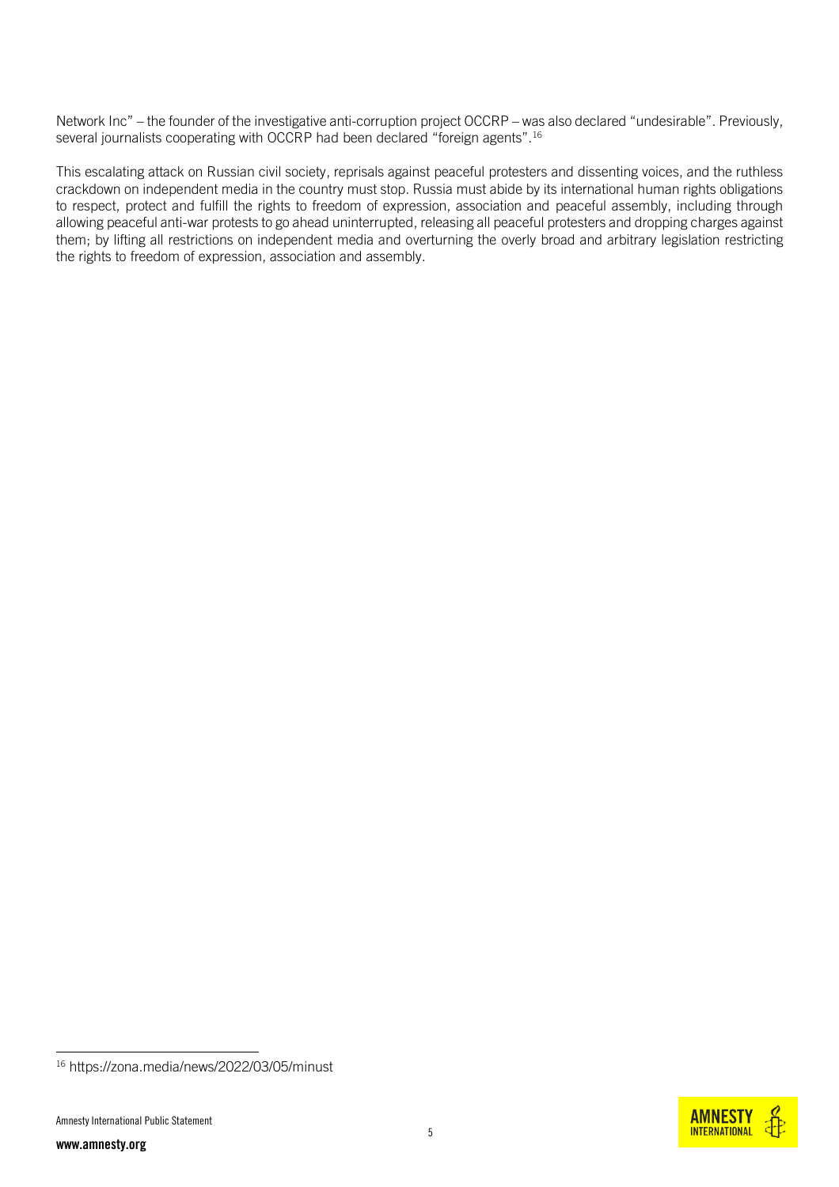Network Inc" – the founder of the investigative anti-corruption project OCCRP – was also declared "undesirable". Previously, several journalists cooperating with OCCRP had been declared "foreign agents".[16]

This escalating attack on Russian civil society, reprisals against peaceful protesters and dissenting voices, and the ruthless crackdown on independent media in the country must stop. Russia must abide by its international human rights obligations to respect, protect and fulfill the rights to freedom of expression, association and peaceful assembly, including through allowing peaceful anti-war protests to go ahead uninterrupted, releasing all peaceful protesters and dropping charges against them; by lifting all restrictions on independent media and overturning the overly broad and arbitrary legislation restricting the rights to freedom of expression, association and assembly.

[16] https://zona.media/news/2022/03/05/minust